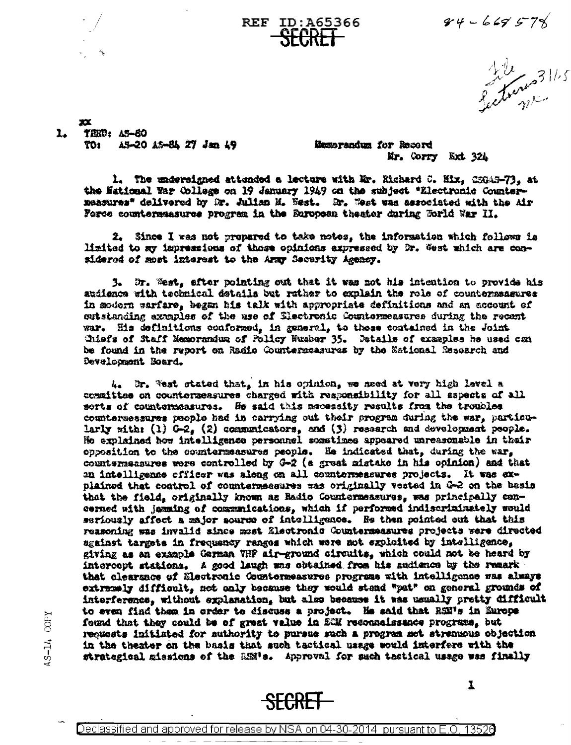REF ID:A65366

SECRET

84-668578

File Lectures 311.5

xx

1. THRU: AS-80
   TO: AS-20 AS-84 27 Jan 49

Memorandum for Record
Mr. Corry Ext 324

1. The undersigned attended a lecture with Mr. Richard C. Hix, CSGAS-73, at the National War College on 19 January 1949 on the subject "Electronic Countermeasures" delivered by Dr. Julian M. West. Dr. West was associated with the Air Force countermeasures program in the European theater during World War II.

2. Since I was not prepared to take notes, the information which follows is limited to my impressions of those opinions expressed by Dr. West which are considered of most interest to the Army Security Agency.

3. Dr. West, after pointing out that it was not his intention to provide his audience with technical details but rather to explain the role of countermeasures in modern warfare, began his talk with appropriate definitions and an account of outstanding examples of the use of Electronic Countermeasures during the recent war. His definitions conformed, in general, to those contained in the Joint Chiefs of Staff Memorandum of Policy Number 35. Details of examples he used can be found in the report on Radio Countermeasures by the National Research and Development Board.

4. Dr. West stated that, in his opinion, we need at very high level a committee on countermeasures charged with responsibility for all aspects of all sorts of countermeasures. He said this necessity results from the troubles countermeasures people had in carrying out their program during the war, particularly with: (1) G-2, (2) communicators, and (3) research and development people. He explained how intelligence personnel sometimes appeared unreasonable in their opposition to the countermeasures people. He indicated that, during the war, countermeasures were controlled by G-2 (a great mistake in his opinion) and that an intelligence officer was along on all countermeasures projects. It was explained that control of countermeasures was originally vested in G-2 on the basis that the field, originally known as Radio Countermeasures, was principally concerned with jamming of communications, which if performed indiscriminately would seriously affect a major source of intelligence. He then pointed out that this reasoning was invalid since most Electronic Countermeasures projects were directed against targets in frequency ranges which were not exploited by intelligence, giving as an example German VHF air-ground circuits, which could not be heard by intercept stations. A good laugh was obtained from his audience by the remark that clearance of Electronic Countermeasures programs with intelligence was always extremely difficult, not only because they would stand "pat" on general grounds of interference, without explanation, but also because it was usually pretty difficult to even find them in order to discuss a project. He said that RSM's in Europe found that they could be of great value in ECM reconnaissance programs, but requests initiated for authority to pursue such a program met strenuous objection in the theater on the basis that such tactical usage would interfere with the strategical missions of the RSM's. Approval for such tactical usage was finally

AS-14 COPY

SECRET

Declassified and approved for release by NSA on 04-30-2014 pursuant to E.O. 13526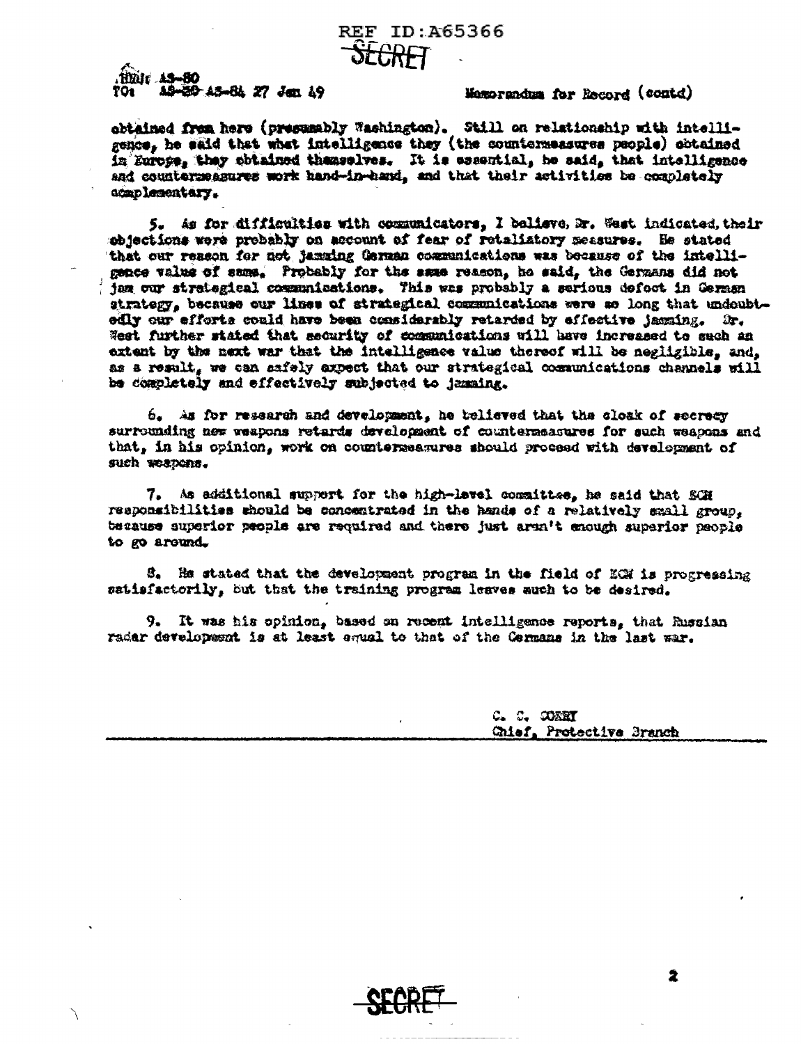REF ID:A65366

SECRET

FROM: AS-80
TO: AS-80 AS-84 27 Jan 49

Memorandum for Record (contd)

obtained from here (presumably Washington). Still on relationship with intelligence, he said that what intelligence they (the countermeasures people) obtained in Europe, they obtained themselves. It is essential, he said, that intelligence and countermeasures work hand-in-hand, and that their activities be completely complementary.

5. As for difficulties with communicators, I believe, Dr. West indicated, their objections were probably on account of fear of retaliatory measures. He stated that our reason for not jamming German communications was because of the intelligence value of same. Probably for the same reason, he said, the Germans did not jam our strategical communications. This was probably a serious defect in German strategy, because our lines of strategical communications were so long that undoubtedly our efforts could have been considerably retarded by effective jamming. Dr. West further stated that security of communications will have increased to such an extent by the next war that the intelligence value thereof will be negligible, and, as a result, we can safely expect that our strategical communications channels will be completely and effectively subjected to jamming.

6. As for research and development, he believed that the cloak of secrecy surrounding new weapons retards development of countermeasures for such weapons and that, in his opinion, work on countermeasures should proceed with development of such weapons.

7. As additional support for the high-level committee, he said that ECM responsibilities should be concentrated in the hands of a relatively small group, because superior people are required and there just aren't enough superior people to go around.

8. He stated that the development program in the field of ECM is progressing satisfactorily, but that the training program leaves much to be desired.

9. It was his opinion, based on recent intelligence reports, that Russian radar development is at least equal to that of the Germans in the last war.

C. C. CORRY
Chief, Protective Branch

SECRET